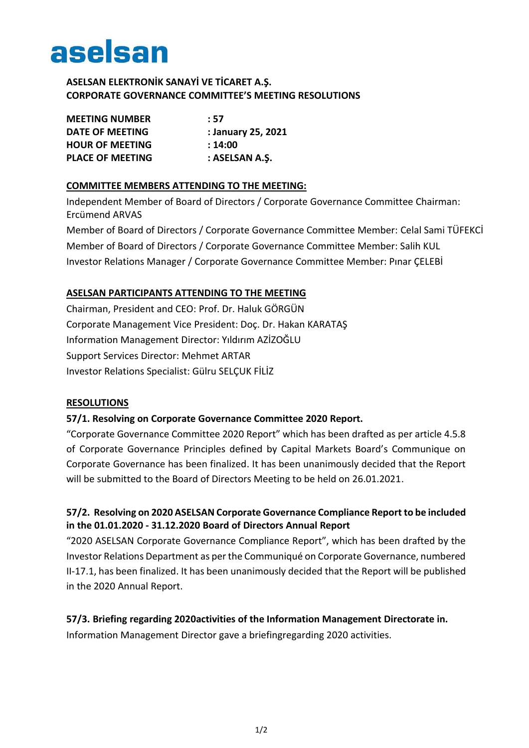aselsan

**ASELSAN ELEKTRONİK SANAYİ VE TİCARET A.Ş.**
**CORPORATE GOVERNANCE COMMITTEE'S MEETING RESOLUTIONS**

| | |
|---|---|
| **MEETING NUMBER** | **: 57** |
| **DATE OF MEETING** | **: January 25, 2021** |
| **HOUR OF MEETING** | **: 14:00** |
| **PLACE OF MEETING** | **: ASELSAN A.Ş.** |

**COMMITTEE MEMBERS ATTENDING TO THE MEETING:**

Independent Member of Board of Directors / Corporate Governance Committee Chairman: Ercümend ARVAS

Member of Board of Directors / Corporate Governance Committee Member: Celal Sami TÜFEKCİ

Member of Board of Directors / Corporate Governance Committee Member: Salih KUL

Investor Relations Manager / Corporate Governance Committee Member: Pınar ÇELEBİ

**ASELSAN PARTICIPANTS ATTENDING TO THE MEETING**

Chairman, President and CEO: Prof. Dr. Haluk GÖRGÜN

Corporate Management Vice President: Doç. Dr. Hakan KARATAŞ

Information Management Director: Yıldırım AZİZOĞLU

Support Services Director: Mehmet ARTAR

Investor Relations Specialist: Gülru SELÇUK FİLİZ

**RESOLUTIONS**

**57/1. Resolving on Corporate Governance Committee 2020 Report.**

"Corporate Governance Committee 2020 Report" which has been drafted as per article 4.5.8 of Corporate Governance Principles defined by Capital Markets Board's Communique on Corporate Governance has been finalized. It has been unanimously decided that the Report will be submitted to the Board of Directors Meeting to be held on 26.01.2021.

**57/2. Resolving on 2020 ASELSAN Corporate Governance Compliance Report to be included in the 01.01.2020 - 31.12.2020 Board of Directors Annual Report**

"2020 ASELSAN Corporate Governance Compliance Report", which has been drafted by the Investor Relations Department as per the Communiqué on Corporate Governance, numbered II-17.1, has been finalized. It has been unanimously decided that the Report will be published in the 2020 Annual Report.

**57/3. Briefing regarding 2020activities of the Information Management Directorate in.**

Information Management Director gave a briefingregarding 2020 activities.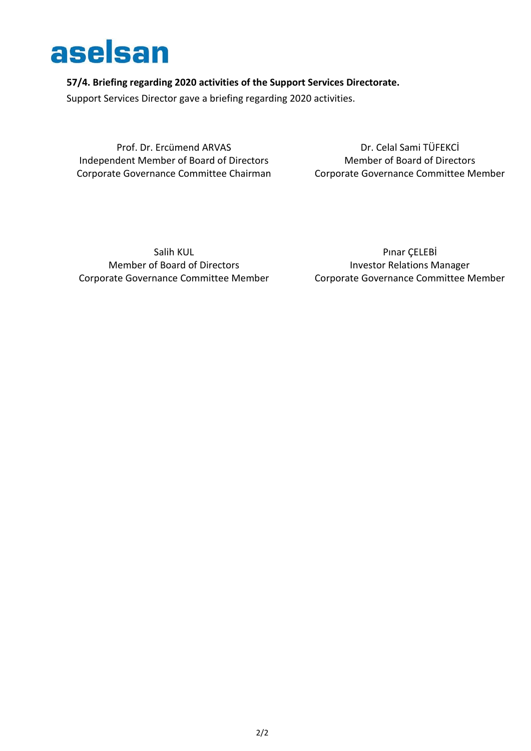**57/4. Briefing regarding 2020 activities of the Support Services Directorate.**

Support Services Director gave a briefing regarding 2020 activities.

Prof. Dr. Ercümend ARVAS
Independent Member of Board of Directors
Corporate Governance Committee Chairman

Dr. Celal Sami TÜFEKCİ
Member of Board of Directors
Corporate Governance Committee Member

Salih KUL
Member of Board of Directors
Corporate Governance Committee Member

Pınar ÇELEBİ
Investor Relations Manager
Corporate Governance Committee Member